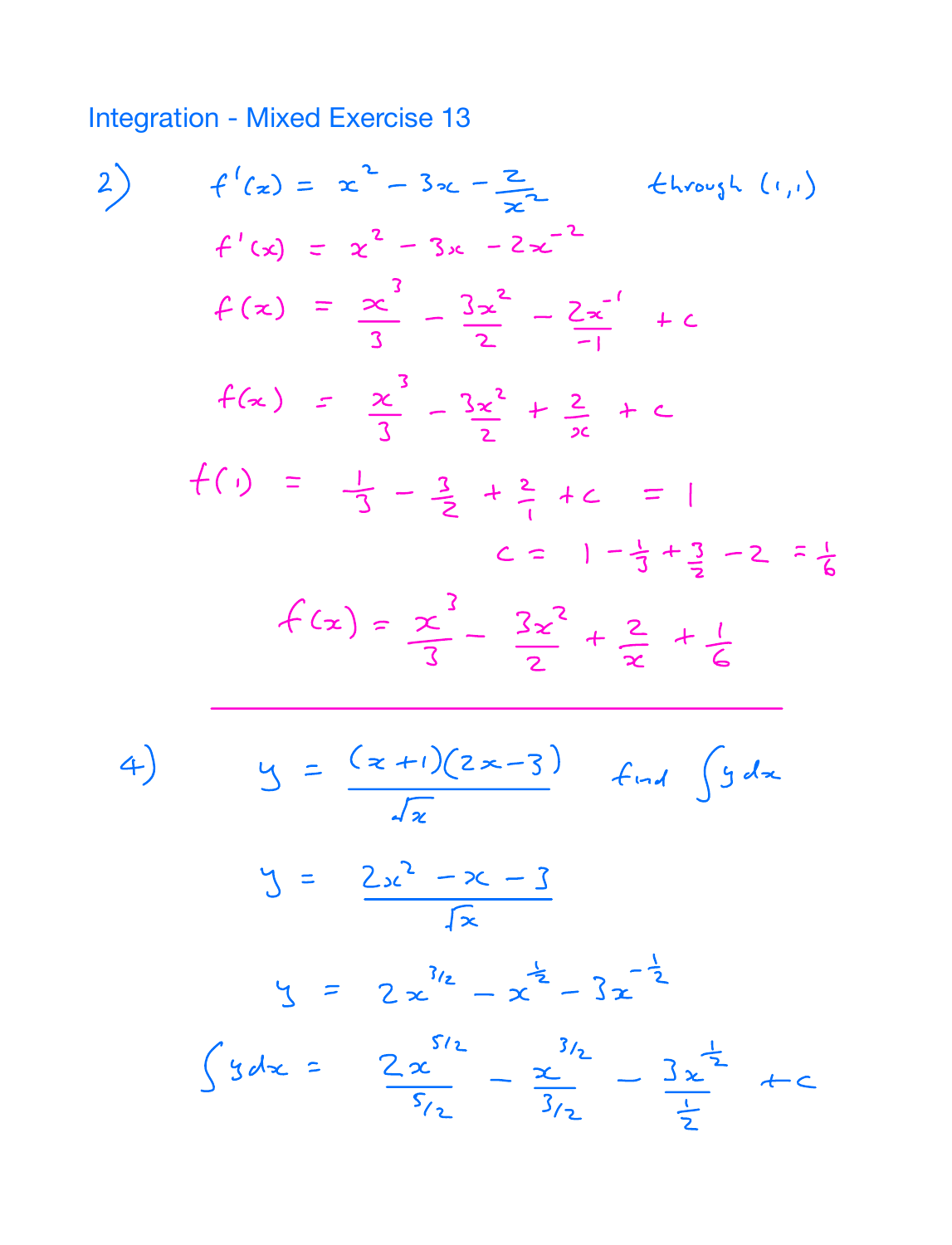# Integration - Mixed Exercise 13

2)

$$f'(x) = x^2 - 3x - \frac{2}{x^2} \qquad \text{through } (1,1)$$

$$f'(x) = x^2 - 3x - 2x^{-2}$$

$$f(x) = \frac{x^3}{3} - \frac{3x^2}{2} - \frac{2x^{-1}}{-1} + c$$

$$f(x) = \frac{x^3}{3} - \frac{3x^2}{2} + \frac{2}{x} + c$$

$$f(1) = \frac{1}{3} - \frac{3}{2} + \frac{2}{1} + c = 1$$

$$c = 1 - \frac{1}{3} + \frac{3}{2} - 2 = \frac{1}{6}$$

$$f(x) = \frac{x^3}{3} - \frac{3x^2}{2} + \frac{2}{x} + \frac{1}{6}$$

---

4)

$$y = \frac{(x+1)(2x-3)}{\sqrt{x}} \qquad \text{find } \int y \, dx$$

$$y = \frac{2x^2 - x - 3}{\sqrt{x}}$$

$$y = 2x^{3/2} - x^{\frac{1}{2}} - 3x^{-\frac{1}{2}}$$

$$\int y \, dx = \frac{2x^{5/2}}{5/2} - \frac{x^{3/2}}{3/2} - \frac{3x^{\frac{1}{2}}}{\frac{1}{2}} + c$$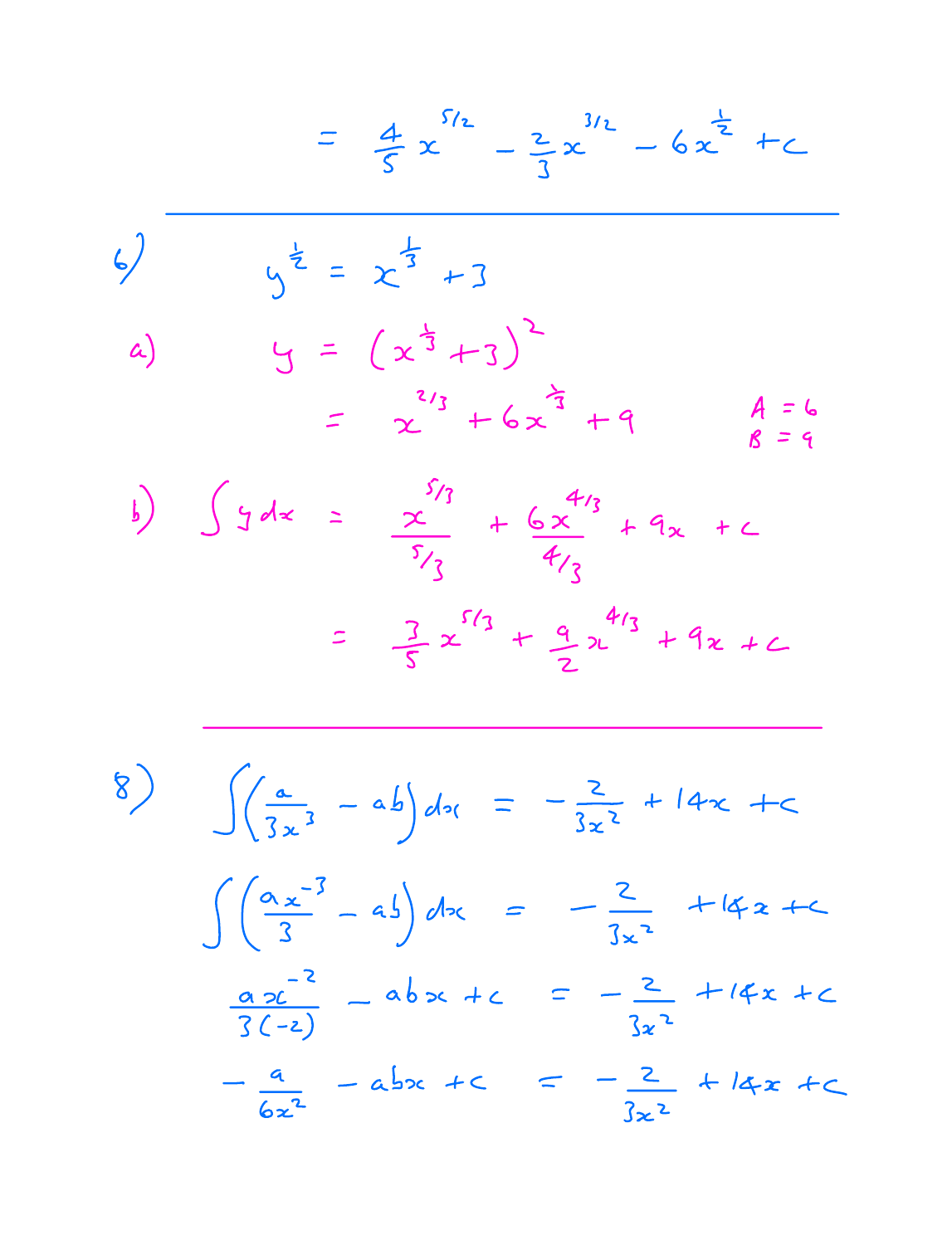$$= \frac{4}{5}x^{5/2} - \frac{2}{3}x^{3/2} - 6x^{\frac{1}{2}} + c$$

---

6)

$$y^{\frac{1}{2}} = x^{\frac{1}{3}} + 3$$

a)

$$y = \left(x^{\frac{1}{3}} + 3\right)^2$$

$$= x^{2/3} + 6x^{\frac{1}{3}} + 9$$

$A = 6$
$B = 9$

b)

$$\int y\,dx = \frac{x^{5/3}}{5/3} + \frac{6x^{4/3}}{4/3} + 9x + c$$

$$= \frac{3}{5}x^{5/3} + \frac{9}{2}x^{4/3} + 9x + c$$

---

8)

$$\int\left(\frac{a}{3x^3} - ab\right)dx = -\frac{2}{3x^2} + 14x + c$$

$$\int\left(\frac{ax^{-3}}{3} - ab\right)dx = -\frac{2}{3x^2} + 14x + c$$

$$\frac{ax^{-2}}{3(-2)} - abx + c = -\frac{2}{3x^2} + 14x + c$$

$$-\frac{a}{6x^2} - abx + c = -\frac{2}{3x^2} + 14x + c$$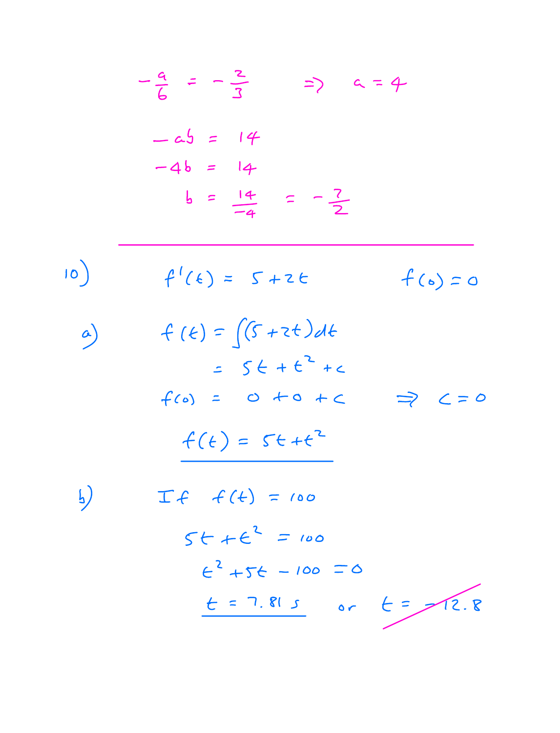$$-\frac{a}{6} = -\frac{2}{3} \quad \Rightarrow \quad a = 4$$

$$-ab = 14$$

$$-4b = 14$$

$$b = \frac{14}{-4} = -\frac{7}{2}$$

---

10) $f'(t) = 5 + 2t \qquad f(0) = 0$

a)

$$f(t) = \int (5 + 2t)\,dt$$

$$= 5t + t^2 + c$$

$$f(0) = 0 + 0 + c \quad \Rightarrow \quad c = 0$$

$$\underline{f(t) = 5t + t^2}$$

b) If $f(t) = 100$

$$5t + t^2 = 100$$

$$t^2 + 5t - 100 = 0$$

$$\underline{t = 7.81\text{ s}} \quad \text{or} \quad \sout{t = -12.8}$$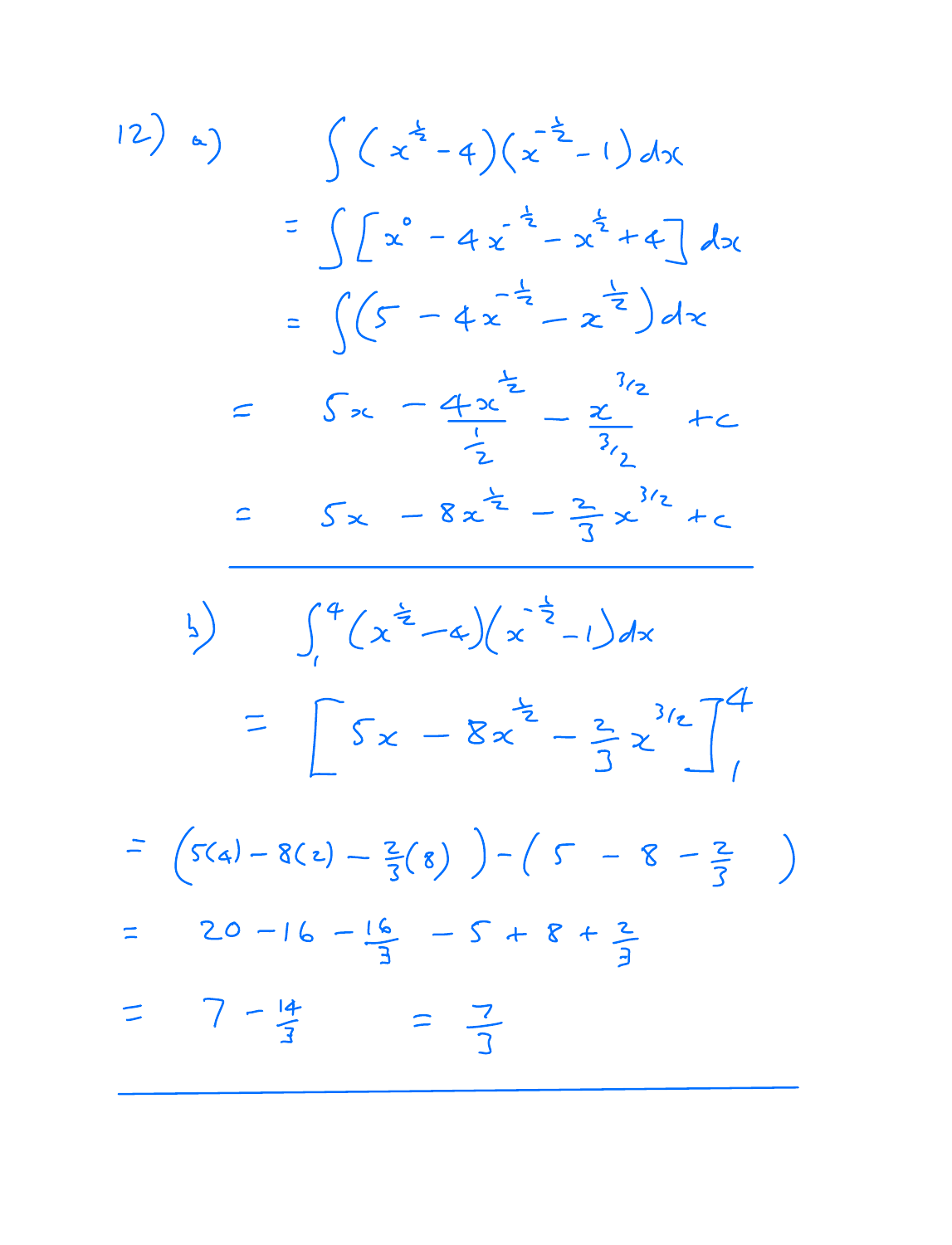12) a)

$$\int (x^{\frac{1}{2}} - 4)(x^{-\frac{1}{2}} - 1)\,dx$$

$$= \int \left[ x^0 - 4x^{-\frac{1}{2}} - x^{\frac{1}{2}} + 4 \right] dx$$

$$= \int \left(5 - 4x^{-\frac{1}{2}} - x^{\frac{1}{2}}\right) dx$$

$$= 5x - \frac{4x^{\frac{1}{2}}}{\frac{1}{2}} - \frac{x^{3/2}}{3/2} + c$$

$$= 5x - 8x^{\frac{1}{2}} - \frac{2}{3}x^{3/2} + c$$

---

b)

$$\int_1^4 (x^{\frac{1}{2}} - 4)(x^{-\frac{1}{2}} - 1)\,dx$$

$$= \left[ 5x - 8x^{\frac{1}{2}} - \frac{2}{3}x^{3/2} \right]_1^4$$

$$= \left(5(4) - 8(2) - \frac{2}{3}(8)\right) - \left(5 - 8 - \frac{2}{3}\right)$$

$$= 20 - 16 - \frac{16}{3} - 5 + 8 + \frac{2}{3}$$

$$= 7 - \frac{14}{3} \qquad = \frac{7}{3}$$

---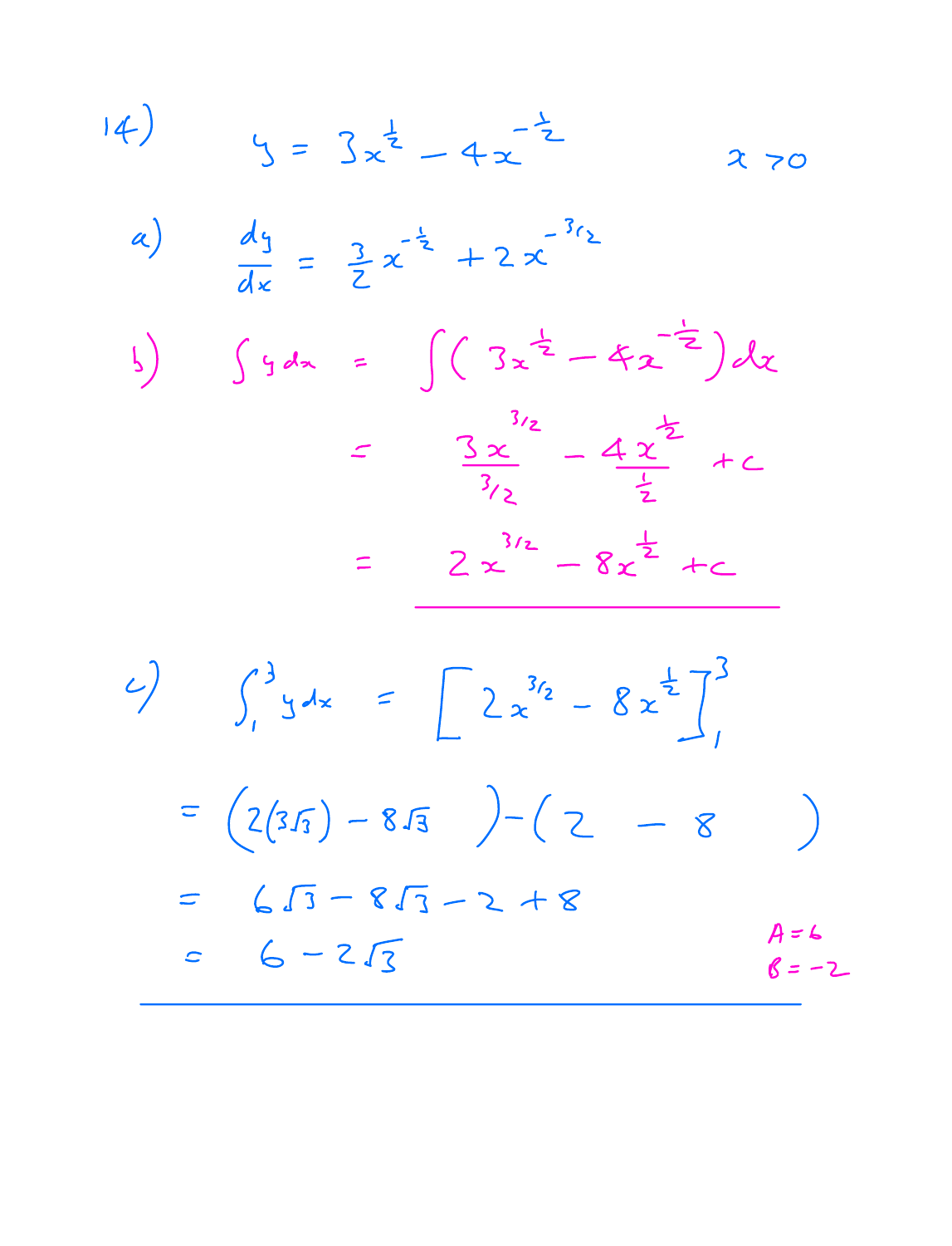14) $y = 3x^{\frac{1}{2}} - 4x^{-\frac{1}{2}}$ $\quad x > 0$

a) $\frac{dy}{dx} = \frac{3}{2}x^{-\frac{1}{2}} + 2x^{-3/2}$

b) $\int y\,dx = \int \left( 3x^{\frac{1}{2}} - 4x^{-\frac{1}{2}} \right) dx$

$$= \frac{3x^{3/2}}{3/2} - \frac{4x^{\frac{1}{2}}}{\frac{1}{2}} + c$$

$$= 2x^{3/2} - 8x^{\frac{1}{2}} + c$$

c) $\int_1^3 y\,dx = \left[ 2x^{3/2} - 8x^{\frac{1}{2}} \right]_1^3$

$$= \left( 2(3\sqrt{3}) - 8\sqrt{3} \right) - \left( 2 - 8 \right)$$

$$= 6\sqrt{3} - 8\sqrt{3} - 2 + 8$$

$$= 6 - 2\sqrt{3}$$

$A = 6$

$B = -2$